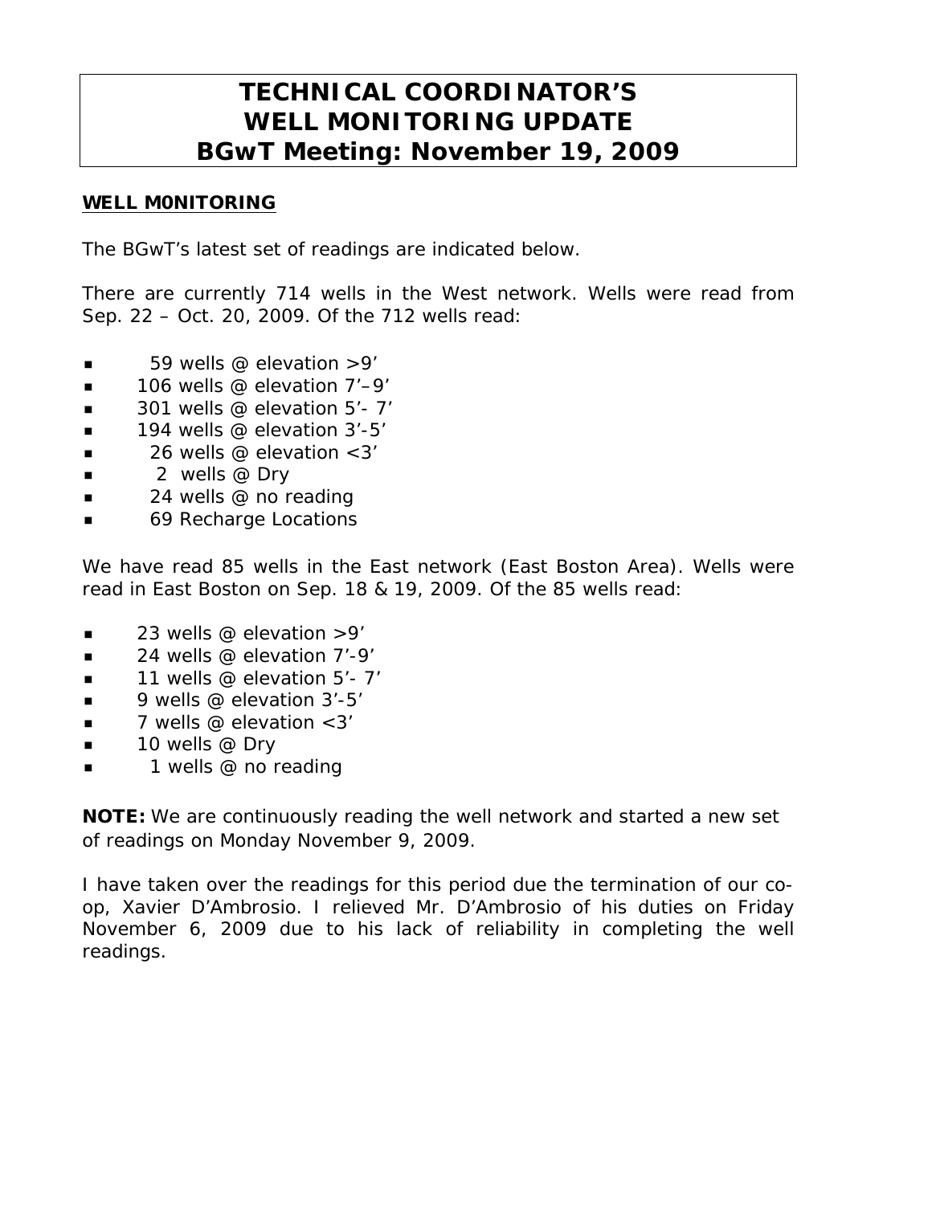# TECHNICAL COORDINATOR'S
# WELL MONITORING UPDATE
# BGwT Meeting: November 19, 2009

## WELL M0NITORING

The BGwT's latest set of readings are indicated below.

There are currently 714 wells in the West network. Wells were read from Sep. 22 – Oct. 20, 2009. Of the 712 wells read:

- 59 wells @ elevation >9'
- 106 wells @ elevation 7'–9'
- 301 wells @ elevation 5'- 7'
- 194 wells @ elevation 3'-5'
- 26 wells @ elevation <3'
- 2 wells @ Dry
- 24 wells @ no reading
- 69 Recharge Locations

We have read 85 wells in the East network (East Boston Area). Wells were read in East Boston on Sep. 18 & 19, 2009. Of the 85 wells read:

- 23 wells @ elevation >9'
- 24 wells @ elevation 7'-9'
- 11 wells @ elevation 5'- 7'
- 9 wells @ elevation 3'-5'
- 7 wells @ elevation <3'
- 10 wells @ Dry
- 1 wells @ no reading

**NOTE:** We are continuously reading the well network and started a new set of readings on Monday November 9, 2009.

I have taken over the readings for this period due the termination of our co-op, Xavier D'Ambrosio. I relieved Mr. D'Ambrosio of his duties on Friday November 6, 2009 due to his lack of reliability in completing the well readings.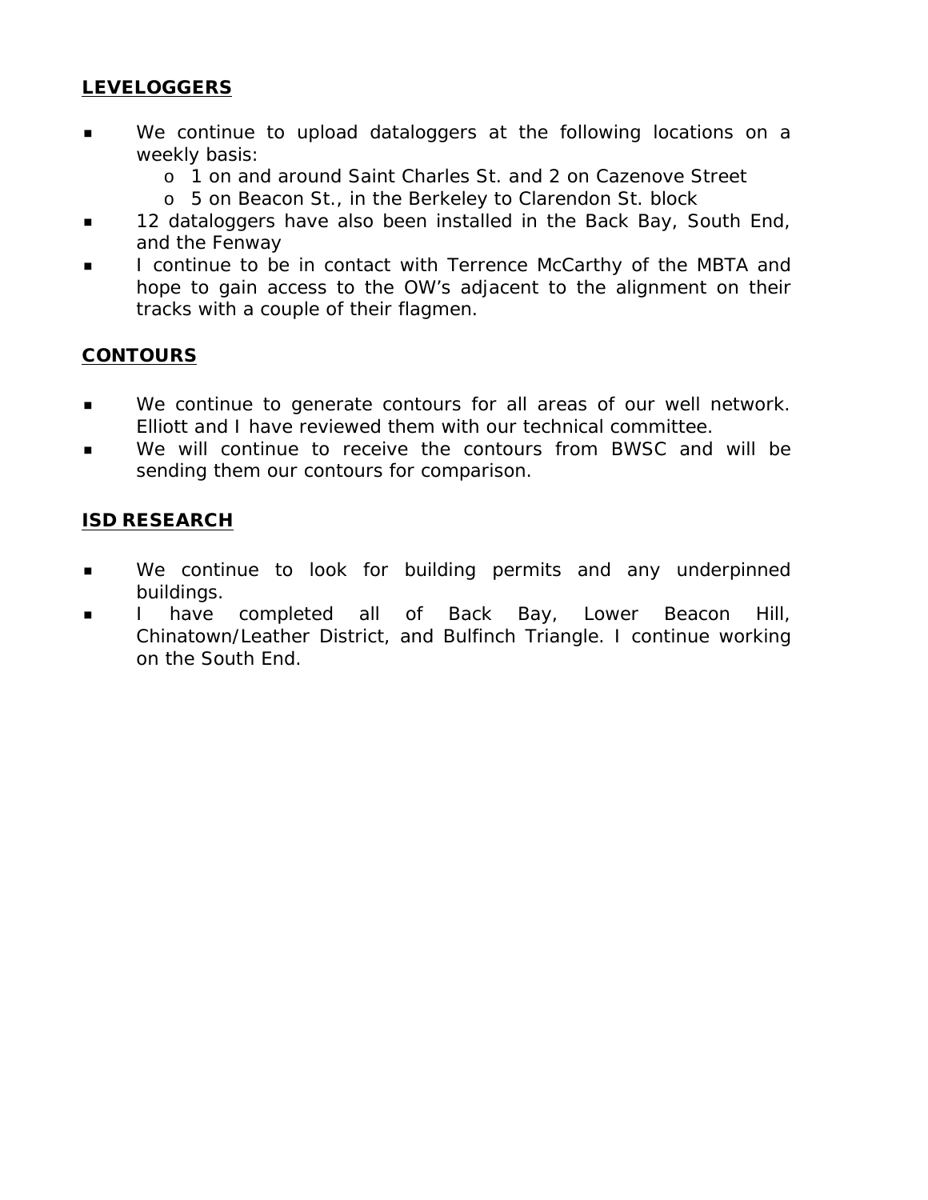**LEVELOGGERS**

- We continue to upload dataloggers at the following locations on a weekly basis:
  - 1 on and around Saint Charles St. and 2 on Cazenove Street
  - 5 on Beacon St., in the Berkeley to Clarendon St. block
- 12 dataloggers have also been installed in the Back Bay, South End, and the Fenway
- I continue to be in contact with Terrence McCarthy of the MBTA and hope to gain access to the OW's adjacent to the alignment on their tracks with a couple of their flagmen.

**CONTOURS**

- We continue to generate contours for all areas of our well network. Elliott and I have reviewed them with our technical committee.
- We will continue to receive the contours from BWSC and will be sending them our contours for comparison.

**ISD RESEARCH**

- We continue to look for building permits and any underpinned buildings.
- I have completed all of Back Bay, Lower Beacon Hill, Chinatown/Leather District, and Bulfinch Triangle. I continue working on the South End.